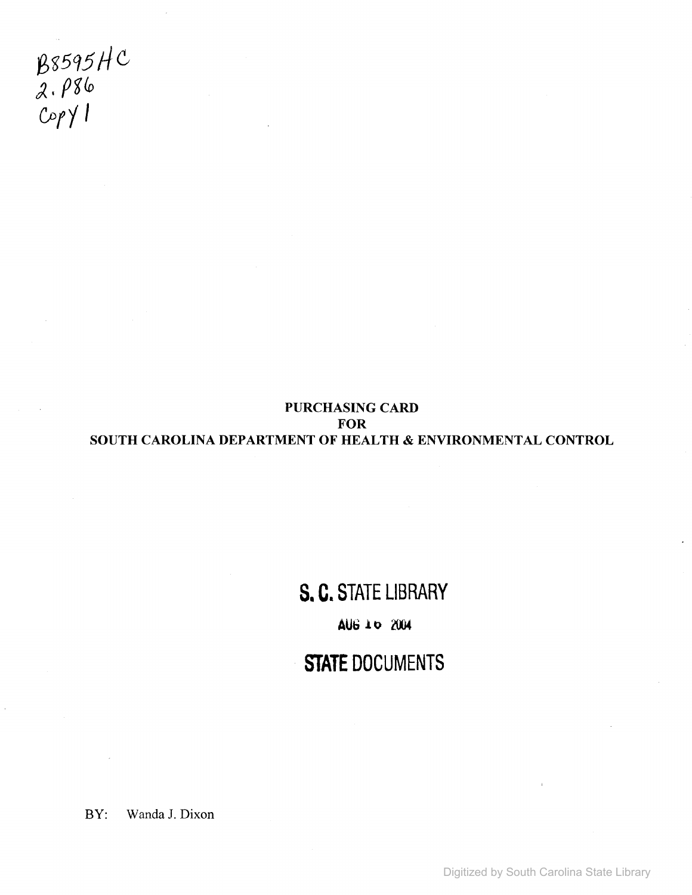B8595HC
2.P86
Copy 1

# PURCHASING CARD
# FOR
# SOUTH CAROLINA DEPARTMENT OF HEALTH & ENVIRONMENTAL CONTROL

S. C. STATE LIBRARY

AUG 16 2004

STATE DOCUMENTS

BY: Wanda J. Dixon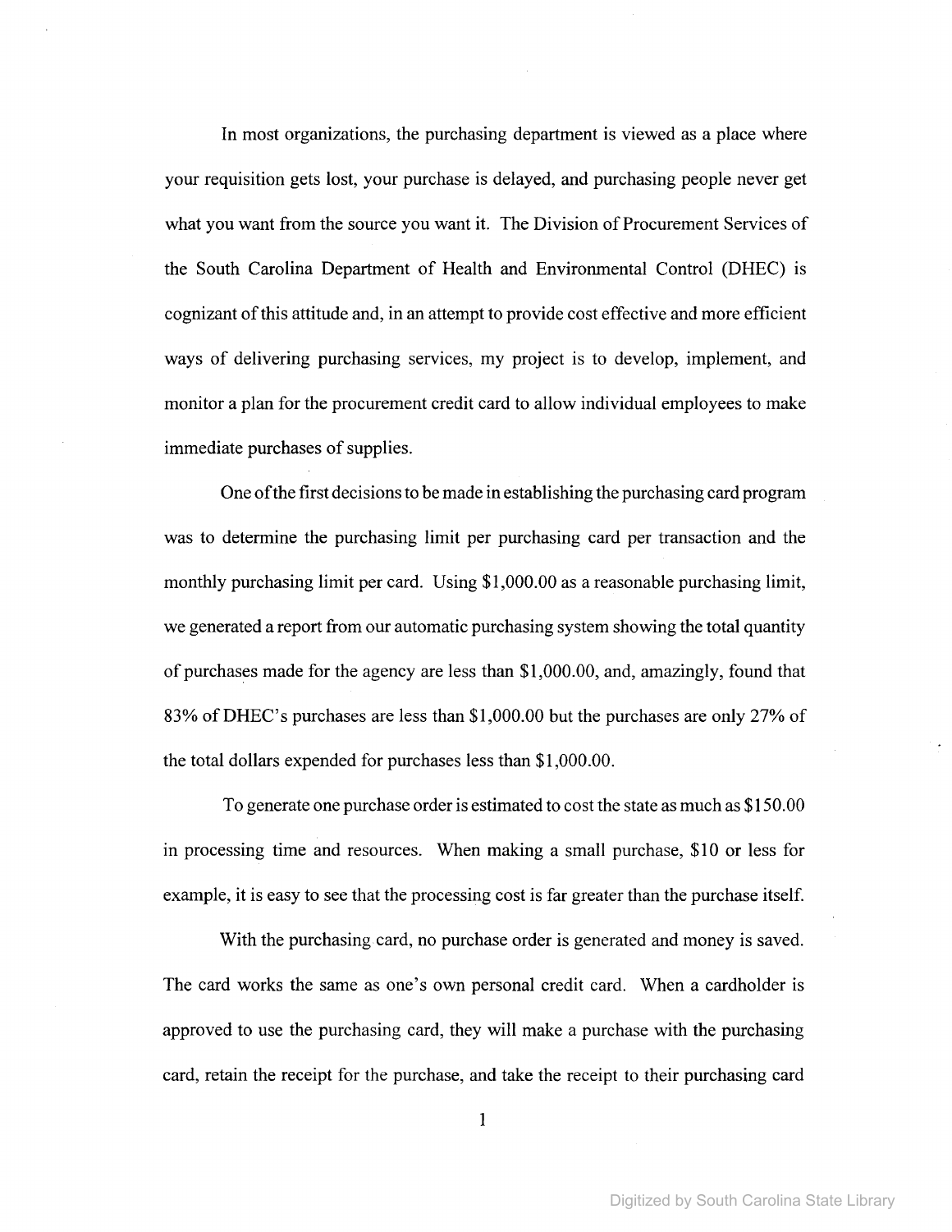In most organizations, the purchasing department is viewed as a place where your requisition gets lost, your purchase is delayed, and purchasing people never get what you want from the source you want it. The Division of Procurement Services of the South Carolina Department of Health and Environmental Control (DHEC) is cognizant of this attitude and, in an attempt to provide cost effective and more efficient ways of delivering purchasing services, my project is to develop, implement, and monitor a plan for the procurement credit card to allow individual employees to make immediate purchases of supplies.

One of the first decisions to be made in establishing the purchasing card program was to determine the purchasing limit per purchasing card per transaction and the monthly purchasing limit per card. Using $1,000.00 as a reasonable purchasing limit, we generated a report from our automatic purchasing system showing the total quantity of purchases made for the agency are less than $1,000.00, and, amazingly, found that 83% of DHEC's purchases are less than $1,000.00 but the purchases are only 27% of the total dollars expended for purchases less than $1,000.00.

To generate one purchase order is estimated to cost the state as much as $150.00 in processing time and resources. When making a small purchase, $10 or less for example, it is easy to see that the processing cost is far greater than the purchase itself.

With the purchasing card, no purchase order is generated and money is saved. The card works the same as one's own personal credit card. When a cardholder is approved to use the purchasing card, they will make a purchase with the purchasing card, retain the receipt for the purchase, and take the receipt to their purchasing card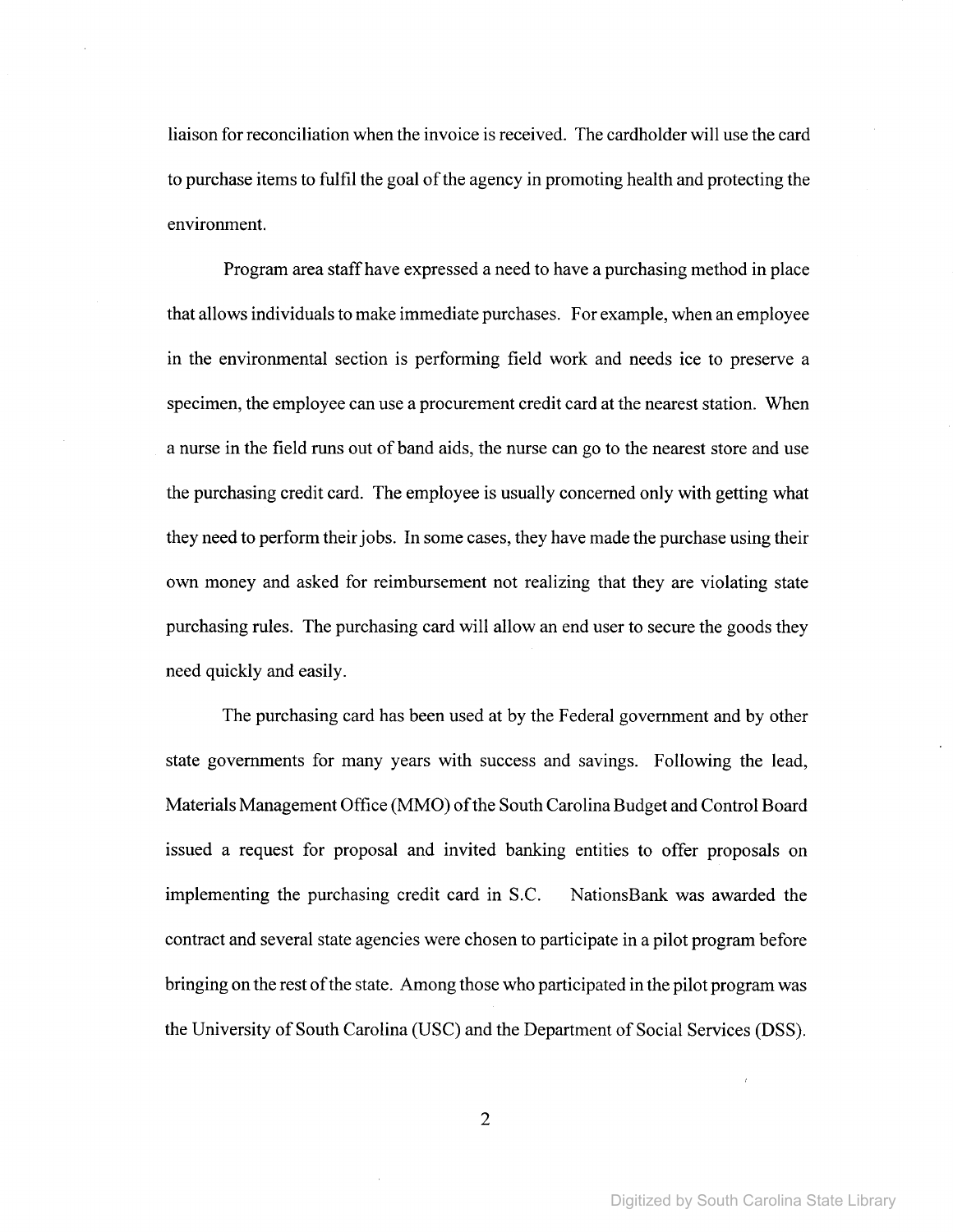liaison for reconciliation when the invoice is received. The cardholder will use the card to purchase items to fulfil the goal of the agency in promoting health and protecting the environment.

Program area staff have expressed a need to have a purchasing method in place that allows individuals to make immediate purchases. For example, when an employee in the environmental section is performing field work and needs ice to preserve a specimen, the employee can use a procurement credit card at the nearest station. When a nurse in the field runs out of band aids, the nurse can go to the nearest store and use the purchasing credit card. The employee is usually concerned only with getting what they need to perform their jobs. In some cases, they have made the purchase using their own money and asked for reimbursement not realizing that they are violating state purchasing rules. The purchasing card will allow an end user to secure the goods they need quickly and easily.

The purchasing card has been used at by the Federal government and by other state governments for many years with success and savings. Following the lead, Materials Management Office (MMO) of the South Carolina Budget and Control Board issued a request for proposal and invited banking entities to offer proposals on implementing the purchasing credit card in S.C. NationsBank was awarded the contract and several state agencies were chosen to participate in a pilot program before bringing on the rest of the state. Among those who participated in the pilot program was the University of South Carolina (USC) and the Department of Social Services (DSS).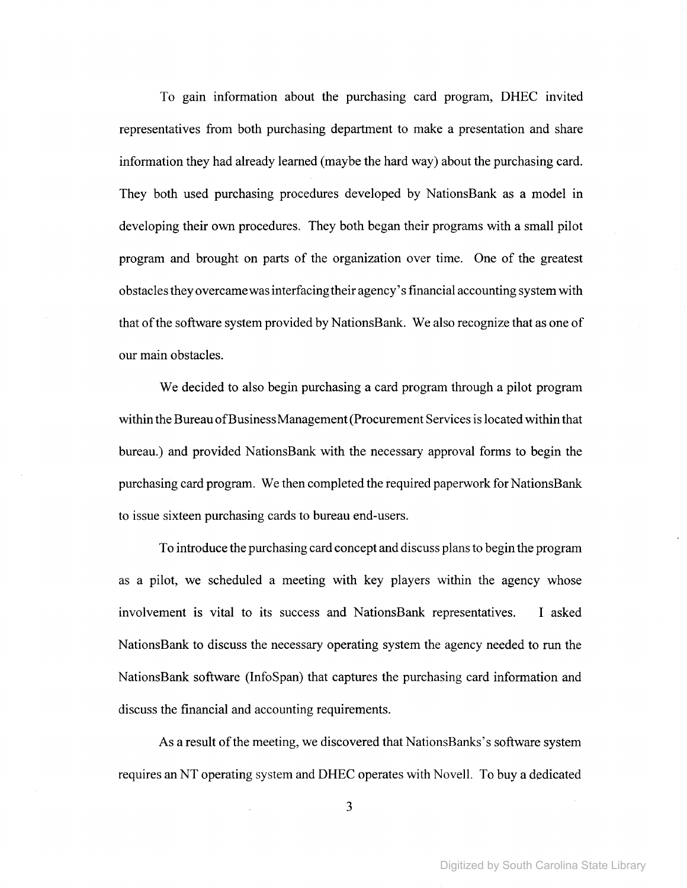To gain information about the purchasing card program, DHEC invited representatives from both purchasing department to make a presentation and share information they had already learned (maybe the hard way) about the purchasing card. They both used purchasing procedures developed by NationsBank as a model in developing their own procedures. They both began their programs with a small pilot program and brought on parts of the organization over time. One of the greatest obstacles they overcame was interfacing their agency's financial accounting system with that of the software system provided by NationsBank. We also recognize that as one of our main obstacles.

We decided to also begin purchasing a card program through a pilot program within the Bureau of Business Management (Procurement Services is located within that bureau.) and provided NationsBank with the necessary approval forms to begin the purchasing card program. We then completed the required paperwork for NationsBank to issue sixteen purchasing cards to bureau end-users.

To introduce the purchasing card concept and discuss plans to begin the program as a pilot, we scheduled a meeting with key players within the agency whose involvement is vital to its success and NationsBank representatives. I asked NationsBank to discuss the necessary operating system the agency needed to run the NationsBank software (InfoSpan) that captures the purchasing card information and discuss the financial and accounting requirements.

As a result of the meeting, we discovered that NationsBanks's software system requires an NT operating system and DHEC operates with Novell. To buy a dedicated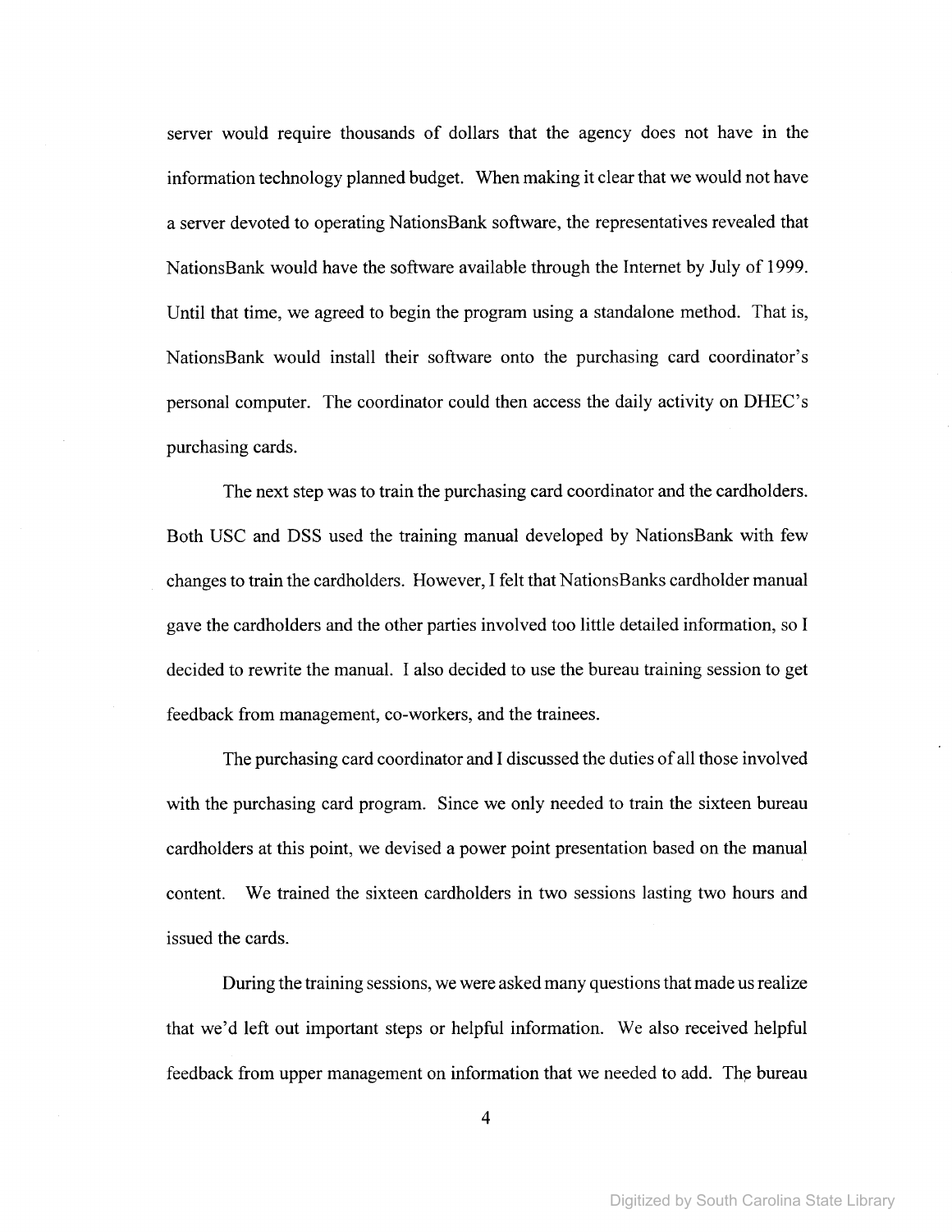server would require thousands of dollars that the agency does not have in the information technology planned budget. When making it clear that we would not have a server devoted to operating NationsBank software, the representatives revealed that NationsBank would have the software available through the Internet by July of 1999. Until that time, we agreed to begin the program using a standalone method. That is, NationsBank would install their software onto the purchasing card coordinator's personal computer. The coordinator could then access the daily activity on DHEC's purchasing cards.

The next step was to train the purchasing card coordinator and the cardholders. Both USC and DSS used the training manual developed by NationsBank with few changes to train the cardholders. However, I felt that NationsBanks cardholder manual gave the cardholders and the other parties involved too little detailed information, so I decided to rewrite the manual. I also decided to use the bureau training session to get feedback from management, co-workers, and the trainees.

The purchasing card coordinator and I discussed the duties of all those involved with the purchasing card program. Since we only needed to train the sixteen bureau cardholders at this point, we devised a power point presentation based on the manual content. We trained the sixteen cardholders in two sessions lasting two hours and issued the cards.

During the training sessions, we were asked many questions that made us realize that we'd left out important steps or helpful information. We also received helpful feedback from upper management on information that we needed to add. The bureau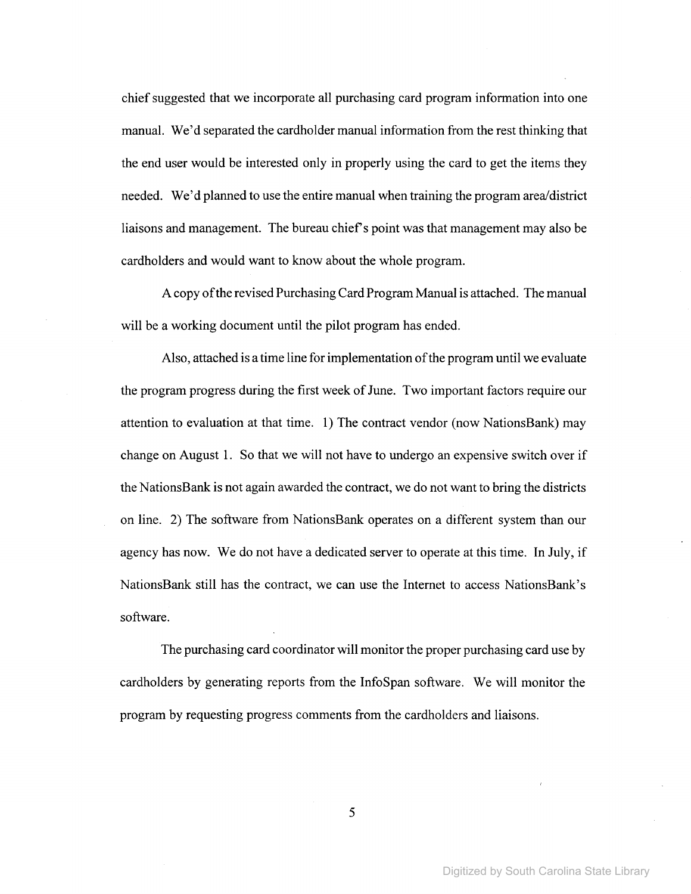chief suggested that we incorporate all purchasing card program information into one manual. We'd separated the cardholder manual information from the rest thinking that the end user would be interested only in properly using the card to get the items they needed. We'd planned to use the entire manual when training the program area/district liaisons and management. The bureau chief's point was that management may also be cardholders and would want to know about the whole program.

A copy of the revised Purchasing Card Program Manual is attached. The manual will be a working document until the pilot program has ended.

Also, attached is a time line for implementation of the program until we evaluate the program progress during the first week of June. Two important factors require our attention to evaluation at that time. 1) The contract vendor (now NationsBank) may change on August 1. So that we will not have to undergo an expensive switch over if the NationsBank is not again awarded the contract, we do not want to bring the districts on line. 2) The software from NationsBank operates on a different system than our agency has now. We do not have a dedicated server to operate at this time. In July, if NationsBank still has the contract, we can use the Internet to access NationsBank's software.

The purchasing card coordinator will monitor the proper purchasing card use by cardholders by generating reports from the InfoSpan software. We will monitor the program by requesting progress comments from the cardholders and liaisons.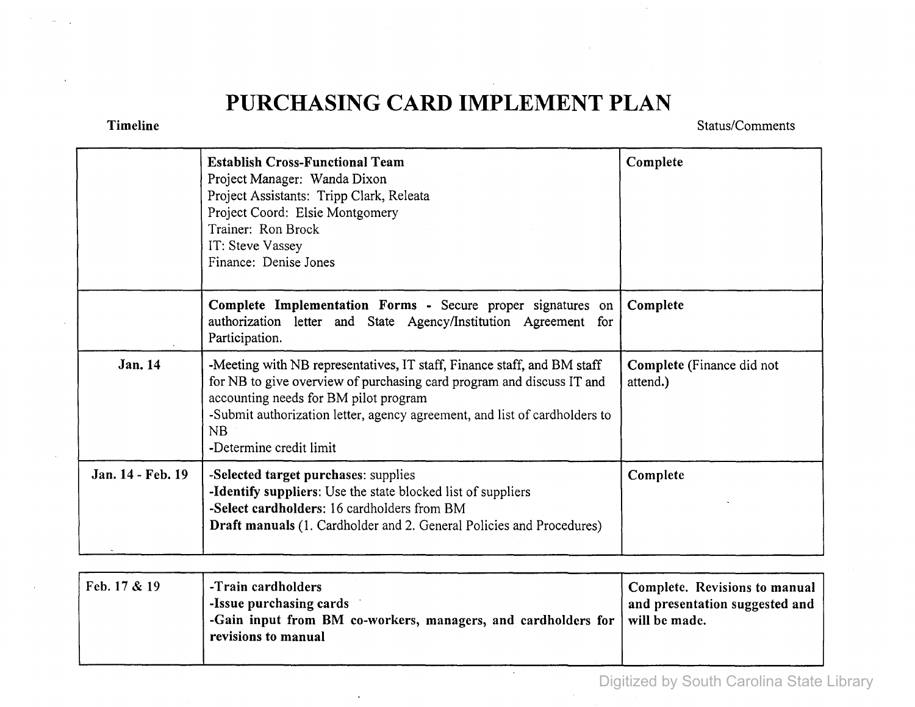# PURCHASING CARD IMPLEMENT PLAN

| Timeline | | Status/Comments |
|---|---|---|
| | **Establish Cross-Functional Team**<br>Project Manager: Wanda Dixon<br>Project Assistants: Tripp Clark, Releata<br>Project Coord: Elsie Montgomery<br>Trainer: Ron Brock<br>IT: Steve Vassey<br>Finance: Denise Jones | **Complete** |
| | **Complete Implementation Forms** - Secure proper signatures on authorization letter and State Agency/Institution Agreement for Participation. | **Complete** |
| **Jan. 14** | -Meeting with NB representatives, IT staff, Finance staff, and BM staff for NB to give overview of purchasing card program and discuss IT and accounting needs for BM pilot program<br>-Submit authorization letter, agency agreement, and list of cardholders to NB<br>-Determine credit limit | **Complete** (Finance did not attend.) |
| **Jan. 14 - Feb. 19** | -**Selected target purchases**: supplies<br>-**Identify suppliers**: Use the state blocked list of suppliers<br>-**Select cardholders**: 16 cardholders from BM<br>**Draft manuals** (1. Cardholder and 2. General Policies and Procedures) | **Complete** |
| Feb. 17 & 19 | **-Train cardholders**<br>**-Issue purchasing cards**<br>**-Gain input from BM co-workers, managers, and cardholders for revisions to manual** | **Complete. Revisions to manual and presentation suggested and will be made.** |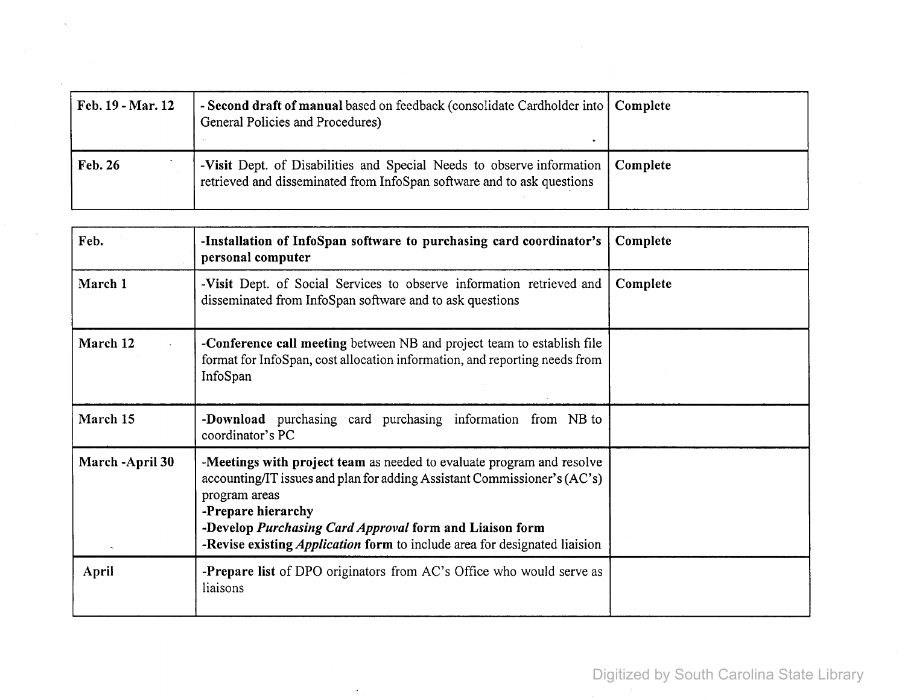| | | |
|---|---|---|
| Feb. 19 - Mar. 12 | - **Second draft of manual** based on feedback (consolidate Cardholder into General Policies and Procedures) | **Complete** |
| Feb. 26 | -**Visit** Dept. of Disabilities and Special Needs to observe information retrieved and disseminated from InfoSpan software and to ask questions | **Complete** |

| | | |
|---|---|---|
| Feb. | -**Installation of InfoSpan software to purchasing card coordinator's personal computer** | **Complete** |
| March 1 | -**Visit** Dept. of Social Services to observe information retrieved and disseminated from InfoSpan software and to ask questions | **Complete** |
| March 12 | -**Conference call meeting** between NB and project team to establish file format for InfoSpan, cost allocation information, and reporting needs from InfoSpan | |
| March 15 | -**Download** purchasing card purchasing information from NB to coordinator's PC | |
| March -April 30 | -**Meetings with project team** as needed to evaluate program and resolve accounting/IT issues and plan for adding Assistant Commissioner's (AC's) program areas<br>-**Prepare hierarchy**<br>-**Develop *Purchasing Card Approval* form and Liaison form**<br>-**Revise existing *Application* form** to include area for designated liaision | |
| April | -**Prepare list** of DPO originators from AC's Office who would serve as liaisons | |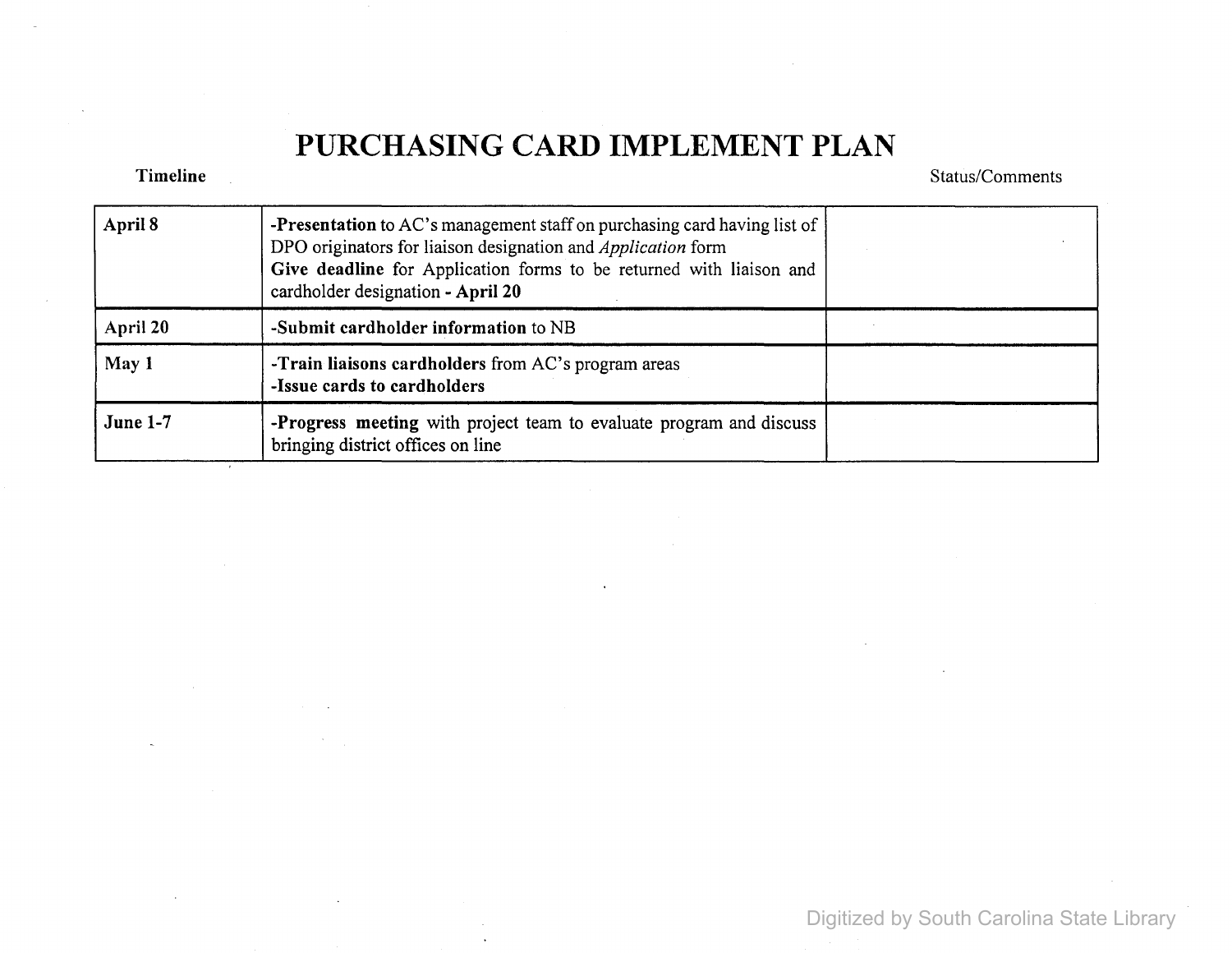# PURCHASING CARD IMPLEMENT PLAN

| Timeline | | Status/Comments |
|---|---|---|
| **April 8** | -**Presentation** to AC's management staff on purchasing card having list of DPO originators for liaison designation and *Application* form<br>**Give deadline** for Application forms to be returned with liaison and cardholder designation - **April 20** | |
| April 20 | -**Submit cardholder information** to NB | |
| **May 1** | -**Train liaisons cardholders** from AC's program areas<br>-**Issue cards to cardholders** | |
| **June 1-7** | -**Progress meeting** with project team to evaluate program and discuss bringing district offices on line | |